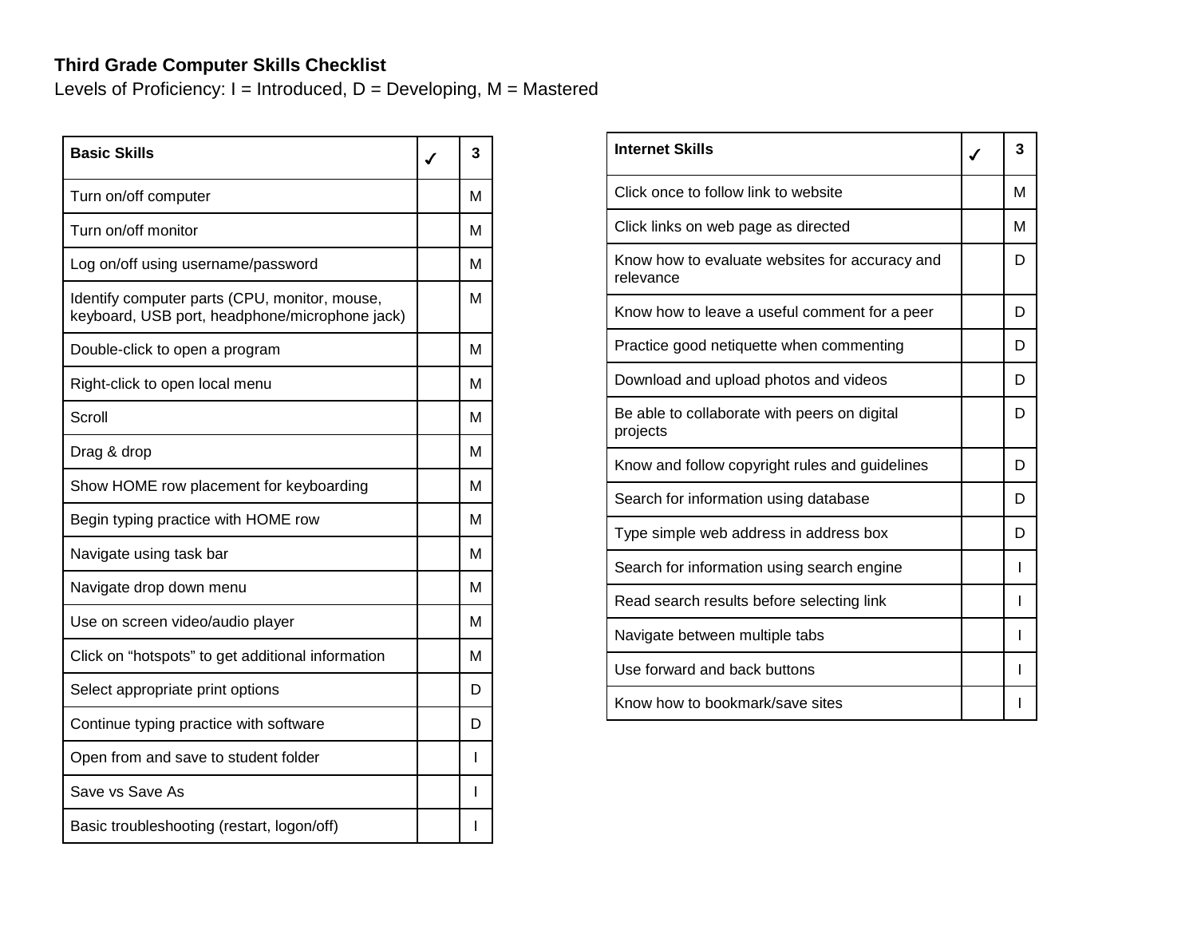**Third Grade Computer Skills Checklist**

Levels of Proficiency: I = Introduced, D = Developing, M = Mastered

| **Basic Skills** | ✓ | 3 |
|---|---|---|
| Turn on/off computer | | M |
| Turn on/off monitor | | M |
| Log on/off using username/password | | M |
| Identify computer parts (CPU, monitor, mouse, keyboard, USB port, headphone/microphone jack) | | M |
| Double-click to open a program | | M |
| Right-click to open local menu | | M |
| Scroll | | M |
| Drag & drop | | M |
| Show HOME row placement for keyboarding | | M |
| Begin typing practice with HOME row | | M |
| Navigate using task bar | | M |
| Navigate drop down menu | | M |
| Use on screen video/audio player | | M |
| Click on “hotspots” to get additional information | | M |
| Select appropriate print options | | D |
| Continue typing practice with software | | D |
| Open from and save to student folder | | I |
| Save vs Save As | | I |
| Basic troubleshooting (restart, logon/off) | | I |

| **Internet Skills** | ✓ | 3 |
|---|---|---|
| Click once to follow link to website | | M |
| Click links on web page as directed | | M |
| Know how to evaluate websites for accuracy and relevance | | D |
| Know how to leave a useful comment for a peer | | D |
| Practice good netiquette when commenting | | D |
| Download and upload photos and videos | | D |
| Be able to collaborate with peers on digital projects | | D |
| Know and follow copyright rules and guidelines | | D |
| Search for information using database | | D |
| Type simple web address in address box | | D |
| Search for information using search engine | | I |
| Read search results before selecting link | | I |
| Navigate between multiple tabs | | I |
| Use forward and back buttons | | I |
| Know how to bookmark/save sites | | I |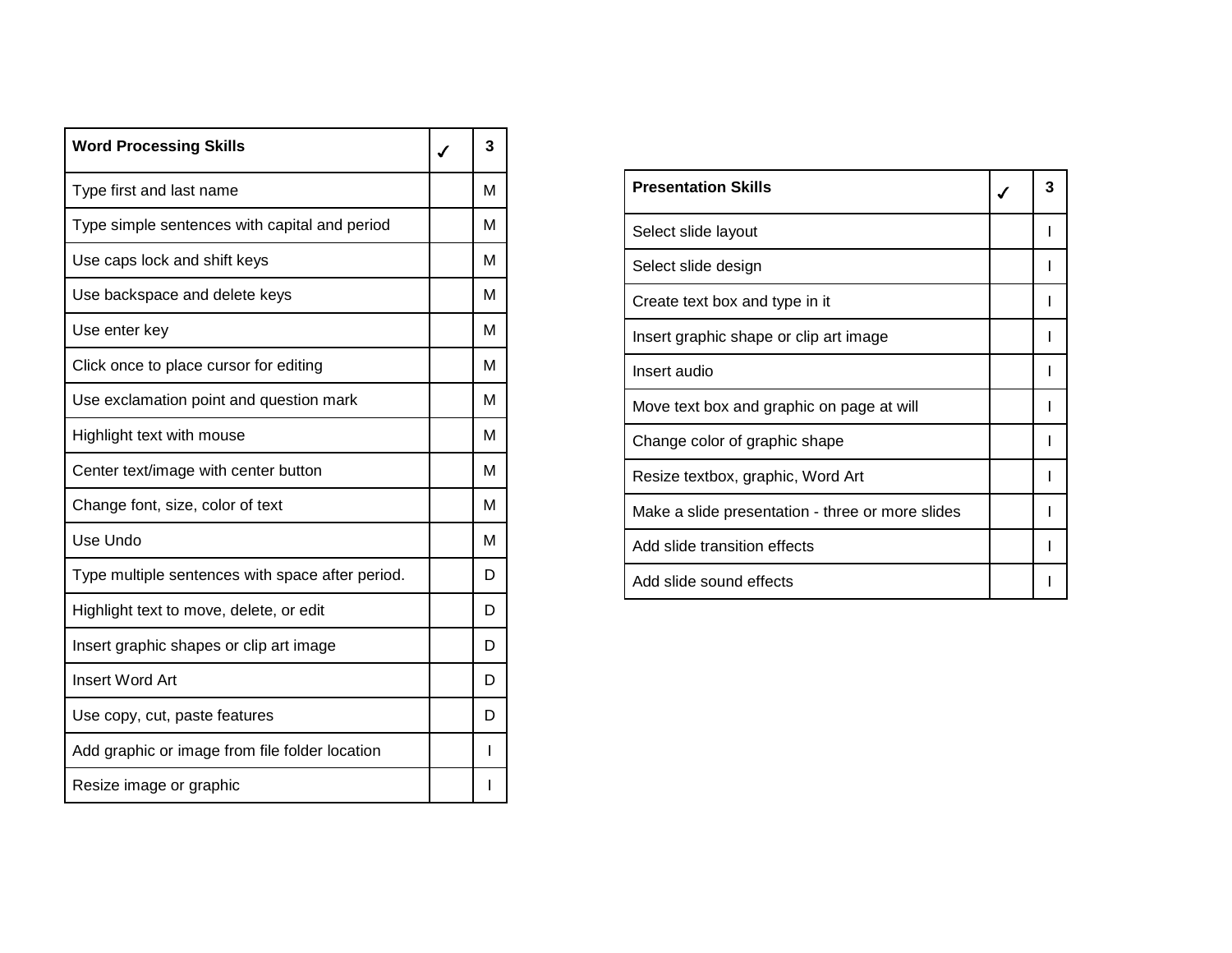| Word Processing Skills | ✓ | 3 |
|---|---|---|
| Type first and last name | | M |
| Type simple sentences with capital and period | | M |
| Use caps lock and shift keys | | M |
| Use backspace and delete keys | | M |
| Use enter key | | M |
| Click once to place cursor for editing | | M |
| Use exclamation point and question mark | | M |
| Highlight text with mouse | | M |
| Center text/image with center button | | M |
| Change font, size, color of text | | M |
| Use Undo | | M |
| Type multiple sentences with space after period. | | D |
| Highlight text to move, delete, or edit | | D |
| Insert graphic shapes or clip art image | | D |
| Insert Word Art | | D |
| Use copy, cut, paste features | | D |
| Add graphic or image from file folder location | | I |
| Resize image or graphic | | I |

| Presentation Skills | ✓ | 3 |
|---|---|---|
| Select slide layout | | I |
| Select slide design | | I |
| Create text box and type in it | | I |
| Insert graphic shape or clip art image | | I |
| Insert audio | | I |
| Move text box and graphic on page at will | | I |
| Change color of graphic shape | | I |
| Resize textbox, graphic, Word Art | | I |
| Make a slide presentation - three or more slides | | I |
| Add slide transition effects | | I |
| Add slide sound effects | | I |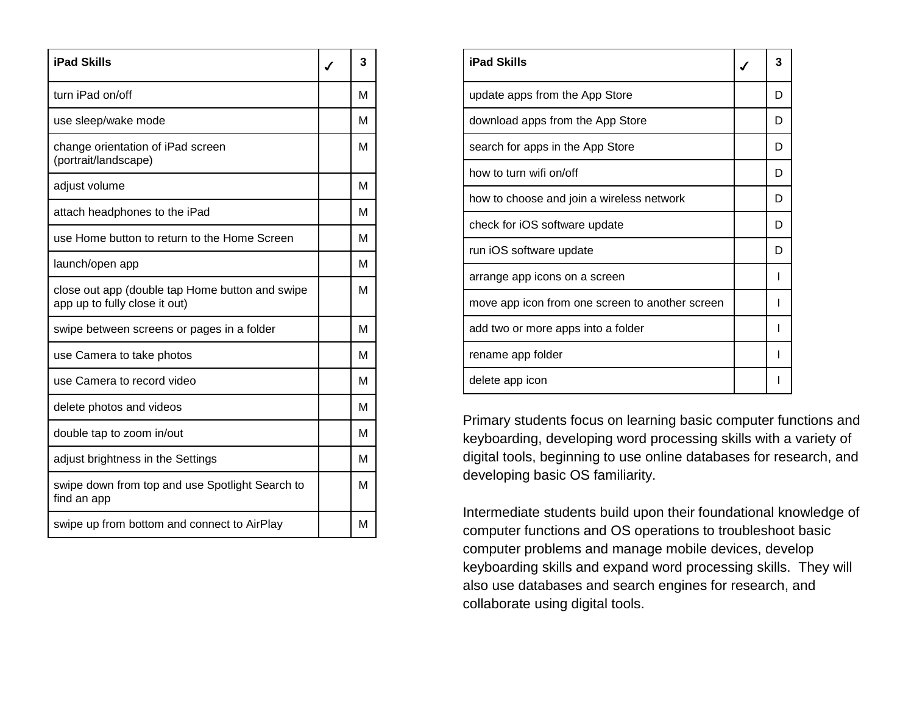| iPad Skills | ✓ | 3 |
|---|---|---|
| turn iPad on/off | | M |
| use sleep/wake mode | | M |
| change orientation of iPad screen (portrait/landscape) | | M |
| adjust volume | | M |
| attach headphones to the iPad | | M |
| use Home button to return to the Home Screen | | M |
| launch/open app | | M |
| close out app (double tap Home button and swipe app up to fully close it out) | | M |
| swipe between screens or pages in a folder | | M |
| use Camera to take photos | | M |
| use Camera to record video | | M |
| delete photos and videos | | M |
| double tap to zoom in/out | | M |
| adjust brightness in the Settings | | M |
| swipe down from top and use Spotlight Search to find an app | | M |
| swipe up from bottom and connect to AirPlay | | M |

| iPad Skills | ✓ | 3 |
|---|---|---|
| update apps from the App Store | | D |
| download apps from the App Store | | D |
| search for apps in the App Store | | D |
| how to turn wifi on/off | | D |
| how to choose and join a wireless network | | D |
| check for iOS software update | | D |
| run iOS software update | | D |
| arrange app icons on a screen | | I |
| move app icon from one screen to another screen | | I |
| add two or more apps into a folder | | I |
| rename app folder | | I |
| delete app icon | | I |

Primary students focus on learning basic computer functions and keyboarding, developing word processing skills with a variety of digital tools, beginning to use online databases for research, and developing basic OS familiarity.

Intermediate students build upon their foundational knowledge of computer functions and OS operations to troubleshoot basic computer problems and manage mobile devices, develop keyboarding skills and expand word processing skills. They will also use databases and search engines for research, and collaborate using digital tools.